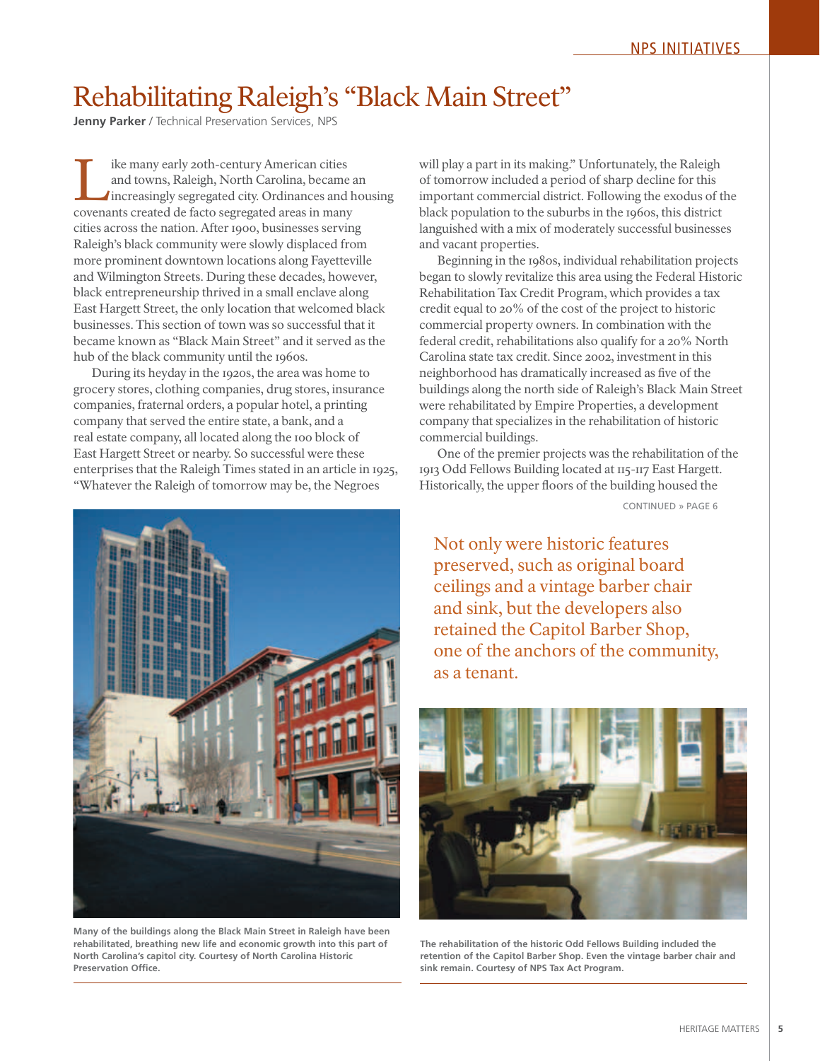# Rehabilitating Raleigh's "Black Main Street"

**Jenny Parker** / Technical Preservation Services, NPS

Like many early 20th-century American cities and towns, Raleigh, North Carolina, became an increasingly segregated city. Ordinances and housing covenants created de facto segregated areas in many cities across the nation. After 1900, businesses serving Raleigh's black community were slowly displaced from more prominent downtown locations along Fayetteville and Wilmington Streets. During these decades, however, black entrepreneurship thrived in a small enclave along East Hargett Street, the only location that welcomed black businesses. This section of town was so successful that it became known as "Black Main Street" and it served as the hub of the black community until the 1960s.

During its heyday in the 1920s, the area was home to grocery stores, clothing companies, drug stores, insurance companies, fraternal orders, a popular hotel, a printing company that served the entire state, a bank, and a real estate company, all located along the 100 block of East Hargett Street or nearby. So successful were these enterprises that the Raleigh Times stated in an article in 1925, "Whatever the Raleigh of tomorrow may be, the Negroes will play a part in its making." Unfortunately, the Raleigh of tomorrow included a period of sharp decline for this important commercial district. Following the exodus of the black population to the suburbs in the 1960s, this district languished with a mix of moderately successful businesses and vacant properties.

Beginning in the 1980s, individual rehabilitation projects began to slowly revitalize this area using the Federal Historic Rehabilitation Tax Credit Program, which provides a tax credit equal to 20% of the cost of the project to historic commercial property owners. In combination with the federal credit, rehabilitations also qualify for a 20% North Carolina state tax credit. Since 2002, investment in this neighborhood has dramatically increased as five of the buildings along the north side of Raleigh's Black Main Street were rehabilitated by Empire Properties, a development company that specializes in the rehabilitation of historic commercial buildings.

One of the premier projects was the rehabilitation of the 1913 Odd Fellows Building located at 115-117 East Hargett. Historically, the upper floors of the building housed the

CONTINUED » PAGE 6

Not only were historic features preserved, such as original board ceilings and a vintage barber chair and sink, but the developers also retained the Capitol Barber Shop, one of the anchors of the community, as a tenant.

**Many of the buildings along the Black Main Street in Raleigh have been rehabilitated, breathing new life and economic growth into this part of North Carolina's capitol city. Courtesy of North Carolina Historic Preservation Office.**

**The rehabilitation of the historic Odd Fellows Building included the retention of the Capitol Barber Shop. Even the vintage barber chair and sink remain. Courtesy of NPS Tax Act Program.**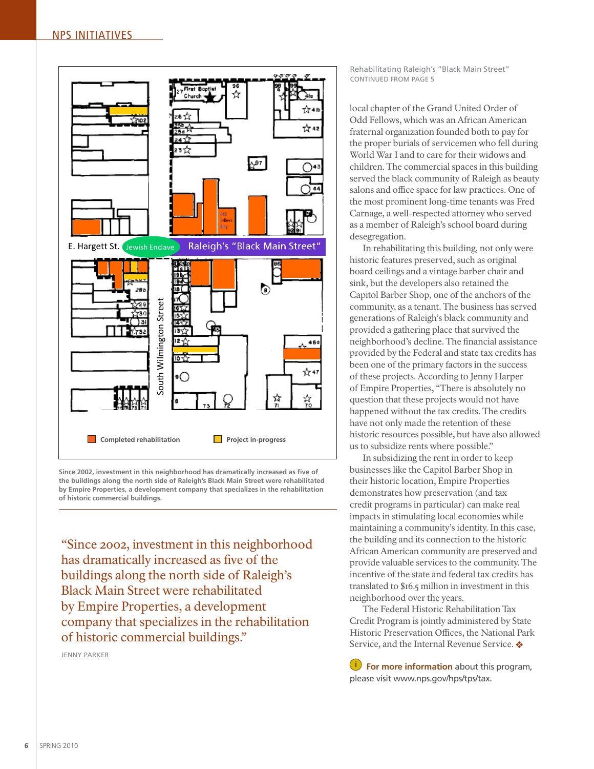E. Hargett St.

Jewish Enclave

Raleigh's "Black Main Street"

South Wilmington Street

First Baptist Church

Odd Fellows Bldg.

Completed rehabilitation

Project in-progress

Since 2002, investment in this neighborhood has dramatically increased as five of the buildings along the north side of Raleigh's Black Main Street were rehabilitated by Empire Properties, a development company that specializes in the rehabilitation of historic commercial buildings.

> "Since 2002, investment in this neighborhood has dramatically increased as five of the buildings along the north side of Raleigh's Black Main Street were rehabilitated by Empire Properties, a development company that specializes in the rehabilitation of historic commercial buildings."
>
> JENNY PARKER

Rehabilitating Raleigh's "Black Main Street"
CONTINUED FROM PAGE 5

local chapter of the Grand United Order of Odd Fellows, which was an African American fraternal organization founded both to pay for the proper burials of servicemen who fell during World War I and to care for their widows and children. The commercial spaces in this building served the black community of Raleigh as beauty salons and office space for law practices. One of the most prominent long-time tenants was Fred Carnage, a well-respected attorney who served as a member of Raleigh's school board during desegregation.

In rehabilitating this building, not only were historic features preserved, such as original board ceilings and a vintage barber chair and sink, but the developers also retained the Capitol Barber Shop, one of the anchors of the community, as a tenant. The business has served generations of Raleigh's black community and provided a gathering place that survived the neighborhood's decline. The financial assistance provided by the Federal and state tax credits has been one of the primary factors in the success of these projects. According to Jenny Harper of Empire Properties, "There is absolutely no question that these projects would not have happened without the tax credits. The credits have not only made the retention of these historic resources possible, but have also allowed us to subsidize rents where possible."

In subsidizing the rent in order to keep businesses like the Capitol Barber Shop in their historic location, Empire Properties demonstrates how preservation (and tax credit programs in particular) can make real impacts in stimulating local economies while maintaining a community's identity. In this case, the building and its connection to the historic African American community are preserved and provide valuable services to the community. The incentive of the state and federal tax credits has translated to $16.5 million in investment in this neighborhood over the years.

The Federal Historic Rehabilitation Tax Credit Program is jointly administered by State Historic Preservation Offices, the National Park Service, and the Internal Revenue Service. ❖

**For more information** about this program, please visit www.nps.gov/hps/tps/tax.